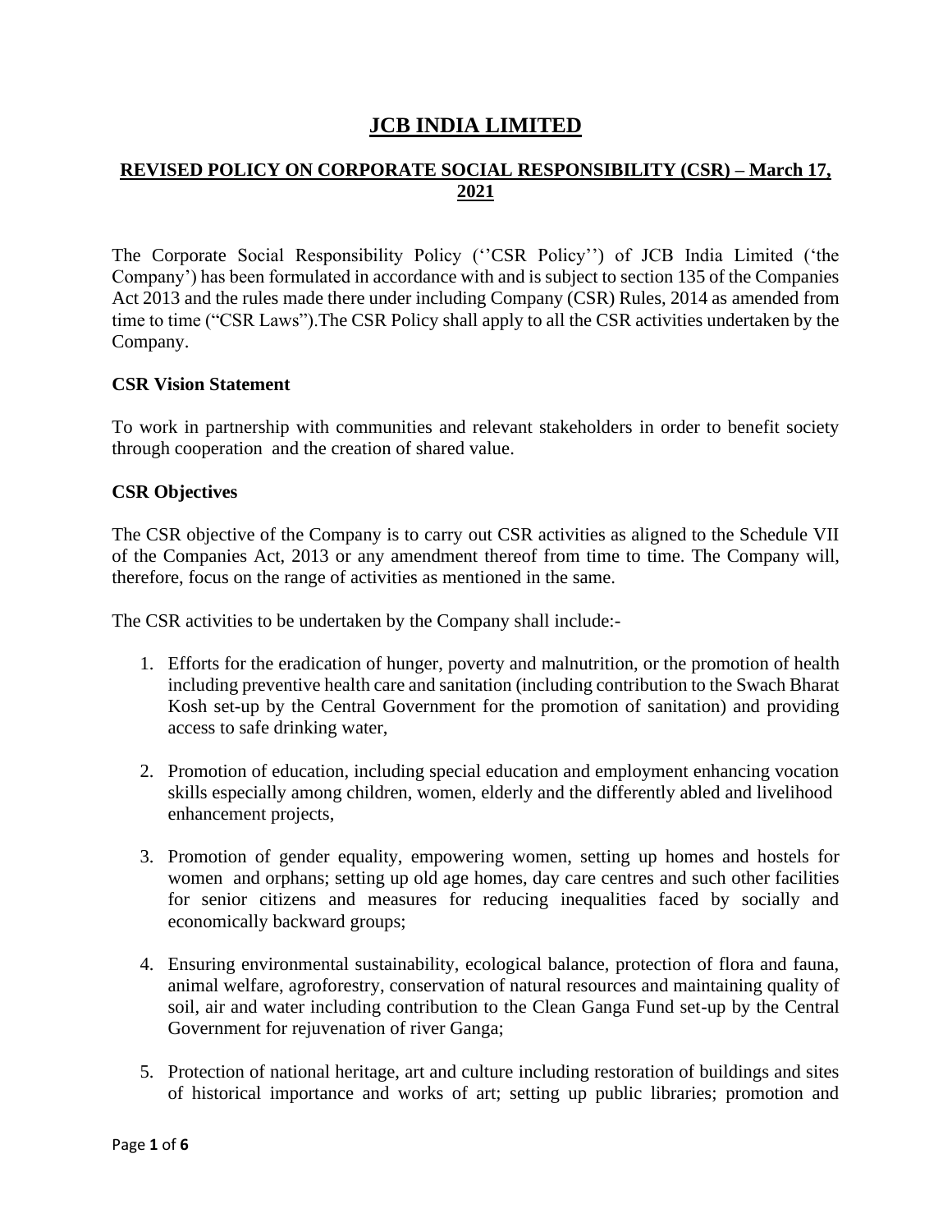# JCB INDIA LIMITED

## REVISED POLICY ON CORPORATE SOCIAL RESPONSIBILITY (CSR) – March 17, 2021

The Corporate Social Responsibility Policy (''CSR Policy'') of JCB India Limited ('the Company') has been formulated in accordance with and is subject to section 135 of the Companies Act 2013 and the rules made there under including Company (CSR) Rules, 2014 as amended from time to time ("CSR Laws").The CSR Policy shall apply to all the CSR activities undertaken by the Company.

**CSR Vision Statement**

To work in partnership with communities and relevant stakeholders in order to benefit society through cooperation and the creation of shared value.

**CSR Objectives**

The CSR objective of the Company is to carry out CSR activities as aligned to the Schedule VII of the Companies Act, 2013 or any amendment thereof from time to time. The Company will, therefore, focus on the range of activities as mentioned in the same.

The CSR activities to be undertaken by the Company shall include:-

1. Efforts for the eradication of hunger, poverty and malnutrition, or the promotion of health including preventive health care and sanitation (including contribution to the Swach Bharat Kosh set-up by the Central Government for the promotion of sanitation) and providing access to safe drinking water,

2. Promotion of education, including special education and employment enhancing vocation skills especially among children, women, elderly and the differently abled and livelihood enhancement projects,

3. Promotion of gender equality, empowering women, setting up homes and hostels for women and orphans; setting up old age homes, day care centres and such other facilities for senior citizens and measures for reducing inequalities faced by socially and economically backward groups;

4. Ensuring environmental sustainability, ecological balance, protection of flora and fauna, animal welfare, agroforestry, conservation of natural resources and maintaining quality of soil, air and water including contribution to the Clean Ganga Fund set-up by the Central Government for rejuvenation of river Ganga;

5. Protection of national heritage, art and culture including restoration of buildings and sites of historical importance and works of art; setting up public libraries; promotion and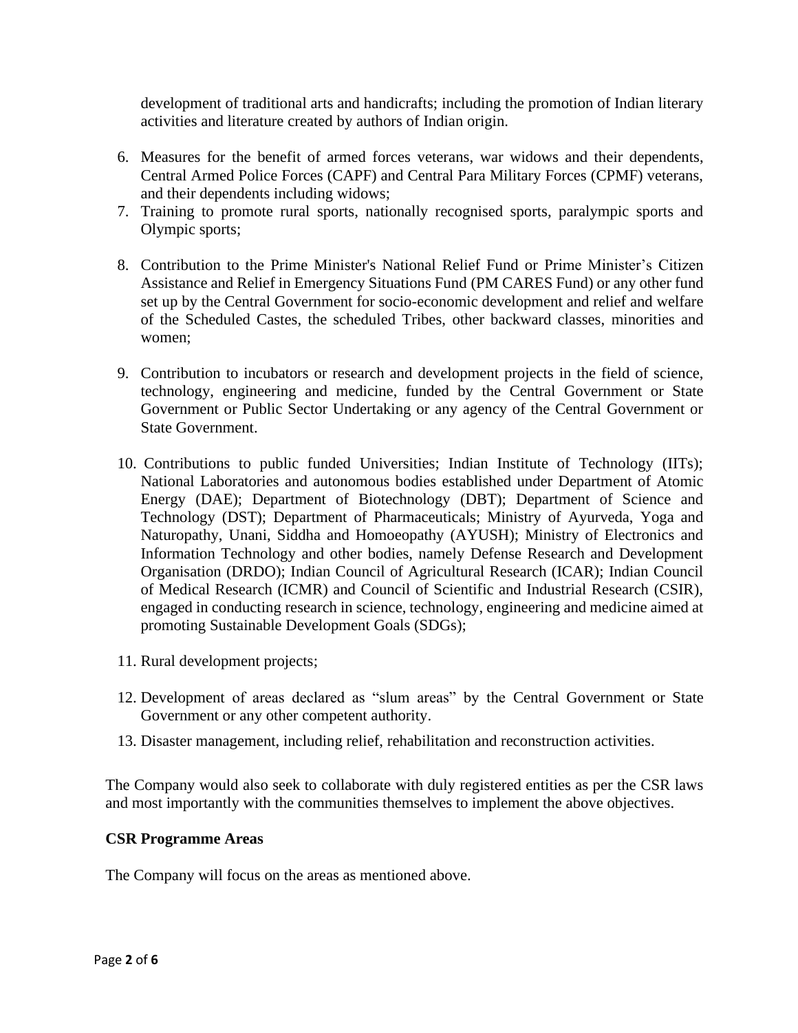development of traditional arts and handicrafts; including the promotion of Indian literary activities and literature created by authors of Indian origin.

6. Measures for the benefit of armed forces veterans, war widows and their dependents, Central Armed Police Forces (CAPF) and Central Para Military Forces (CPMF) veterans, and their dependents including widows;
7. Training to promote rural sports, nationally recognised sports, paralympic sports and Olympic sports;
8. Contribution to the Prime Minister's National Relief Fund or Prime Minister's Citizen Assistance and Relief in Emergency Situations Fund (PM CARES Fund) or any other fund set up by the Central Government for socio-economic development and relief and welfare of the Scheduled Castes, the scheduled Tribes, other backward classes, minorities and women;
9. Contribution to incubators or research and development projects in the field of science, technology, engineering and medicine, funded by the Central Government or State Government or Public Sector Undertaking or any agency of the Central Government or State Government.
10. Contributions to public funded Universities; Indian Institute of Technology (IITs); National Laboratories and autonomous bodies established under Department of Atomic Energy (DAE); Department of Biotechnology (DBT); Department of Science and Technology (DST); Department of Pharmaceuticals; Ministry of Ayurveda, Yoga and Naturopathy, Unani, Siddha and Homoeopathy (AYUSH); Ministry of Electronics and Information Technology and other bodies, namely Defense Research and Development Organisation (DRDO); Indian Council of Agricultural Research (ICAR); Indian Council of Medical Research (ICMR) and Council of Scientific and Industrial Research (CSIR), engaged in conducting research in science, technology, engineering and medicine aimed at promoting Sustainable Development Goals (SDGs);
11. Rural development projects;
12. Development of areas declared as "slum areas" by the Central Government or State Government or any other competent authority.
13. Disaster management, including relief, rehabilitation and reconstruction activities.

The Company would also seek to collaborate with duly registered entities as per the CSR laws and most importantly with the communities themselves to implement the above objectives.

**CSR Programme Areas**

The Company will focus on the areas as mentioned above.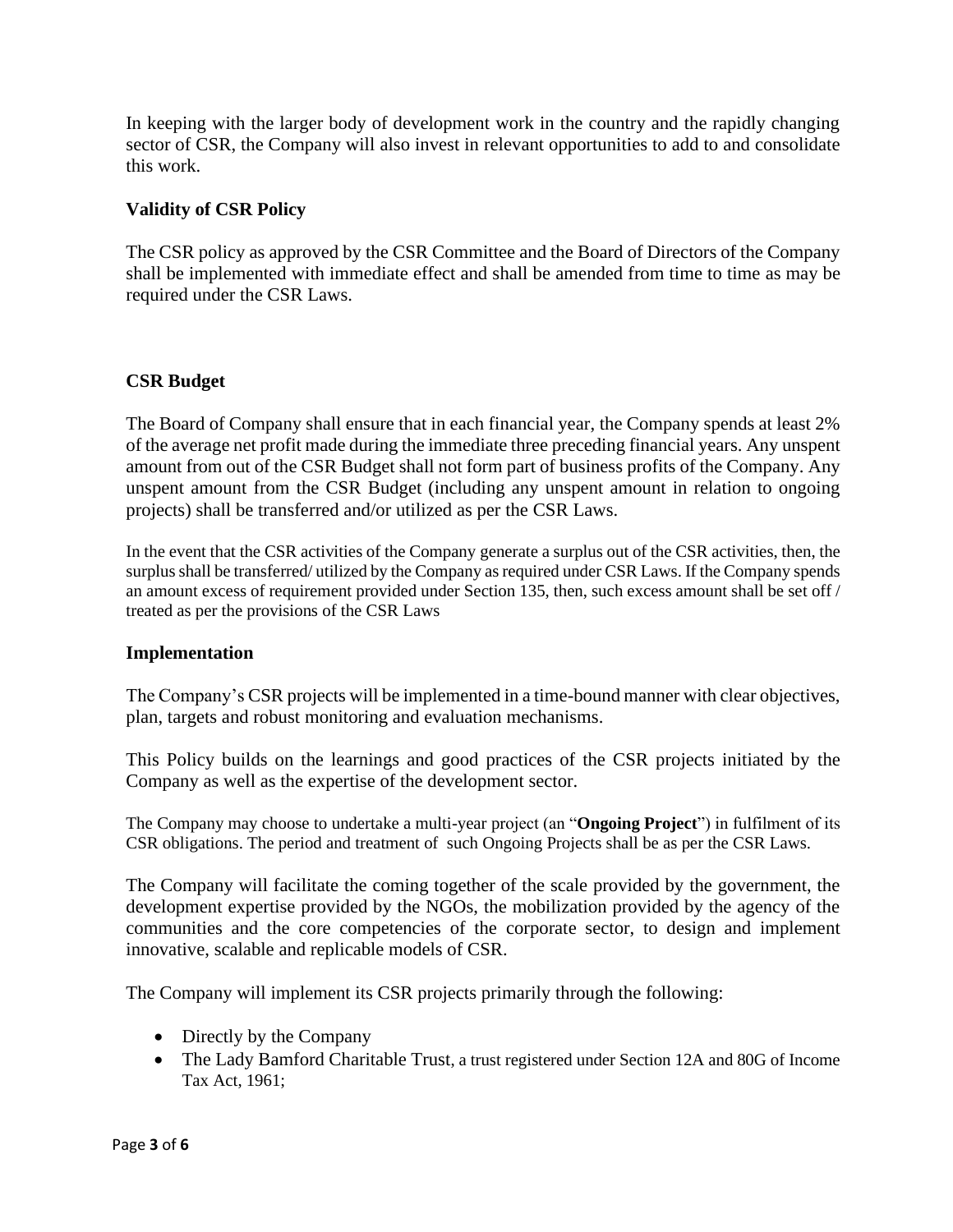In keeping with the larger body of development work in the country and the rapidly changing sector of CSR, the Company will also invest in relevant opportunities to add to and consolidate this work.

**Validity of CSR Policy**

The CSR policy as approved by the CSR Committee and the Board of Directors of the Company shall be implemented with immediate effect and shall be amended from time to time as may be required under the CSR Laws.

**CSR Budget**

The Board of Company shall ensure that in each financial year, the Company spends at least 2% of the average net profit made during the immediate three preceding financial years. Any unspent amount from out of the CSR Budget shall not form part of business profits of the Company. Any unspent amount from the CSR Budget (including any unspent amount in relation to ongoing projects) shall be transferred and/or utilized as per the CSR Laws.

In the event that the CSR activities of the Company generate a surplus out of the CSR activities, then, the surplus shall be transferred/ utilized by the Company as required under CSR Laws. If the Company spends an amount excess of requirement provided under Section 135, then, such excess amount shall be set off / treated as per the provisions of the CSR Laws

**Implementation**

The Company's CSR projects will be implemented in a time-bound manner with clear objectives, plan, targets and robust monitoring and evaluation mechanisms.

This Policy builds on the learnings and good practices of the CSR projects initiated by the Company as well as the expertise of the development sector.

The Company may choose to undertake a multi-year project (an "**Ongoing Project**") in fulfilment of its CSR obligations. The period and treatment of such Ongoing Projects shall be as per the CSR Laws.

The Company will facilitate the coming together of the scale provided by the government, the development expertise provided by the NGOs, the mobilization provided by the agency of the communities and the core competencies of the corporate sector, to design and implement innovative, scalable and replicable models of CSR.

The Company will implement its CSR projects primarily through the following:

- Directly by the Company
- The Lady Bamford Charitable Trust, a trust registered under Section 12A and 80G of Income Tax Act, 1961;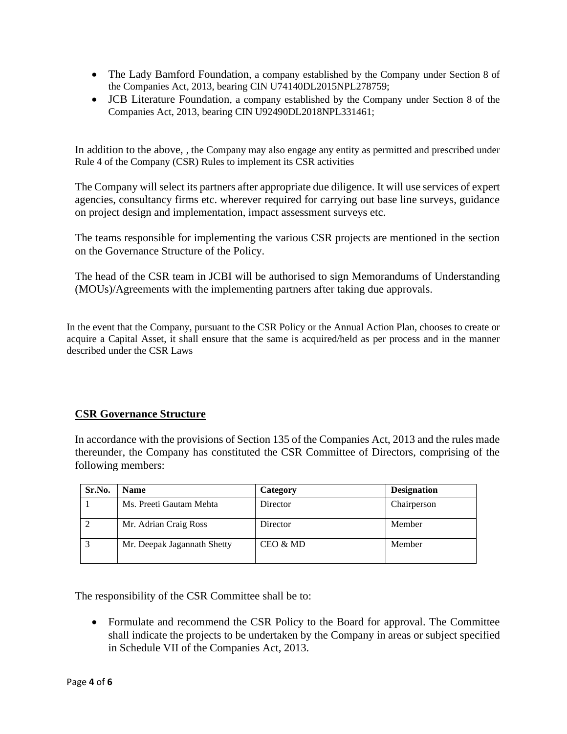- The Lady Bamford Foundation, a company established by the Company under Section 8 of the Companies Act, 2013, bearing CIN U74140DL2015NPL278759;
- JCB Literature Foundation, a company established by the Company under Section 8 of the Companies Act, 2013, bearing CIN U92490DL2018NPL331461;

In addition to the above, , the Company may also engage any entity as permitted and prescribed under Rule 4 of the Company (CSR) Rules to implement its CSR activities

The Company will select its partners after appropriate due diligence. It will use services of expert agencies, consultancy firms etc. wherever required for carrying out base line surveys, guidance on project design and implementation, impact assessment surveys etc.

The teams responsible for implementing the various CSR projects are mentioned in the section on the Governance Structure of the Policy.

The head of the CSR team in JCBI will be authorised to sign Memorandums of Understanding (MOUs)/Agreements with the implementing partners after taking due approvals.

In the event that the Company, pursuant to the CSR Policy or the Annual Action Plan, chooses to create or acquire a Capital Asset, it shall ensure that the same is acquired/held as per process and in the manner described under the CSR Laws

## CSR Governance Structure

In accordance with the provisions of Section 135 of the Companies Act, 2013 and the rules made thereunder, the Company has constituted the CSR Committee of Directors, comprising of the following members:

| Sr.No. | Name | Category | Designation |
|---|---|---|---|
| 1 | Ms. Preeti Gautam Mehta | Director | Chairperson |
| 2 | Mr. Adrian Craig Ross | Director | Member |
| 3 | Mr. Deepak Jagannath Shetty | CEO & MD | Member |

The responsibility of the CSR Committee shall be to:

- Formulate and recommend the CSR Policy to the Board for approval. The Committee shall indicate the projects to be undertaken by the Company in areas or subject specified in Schedule VII of the Companies Act, 2013.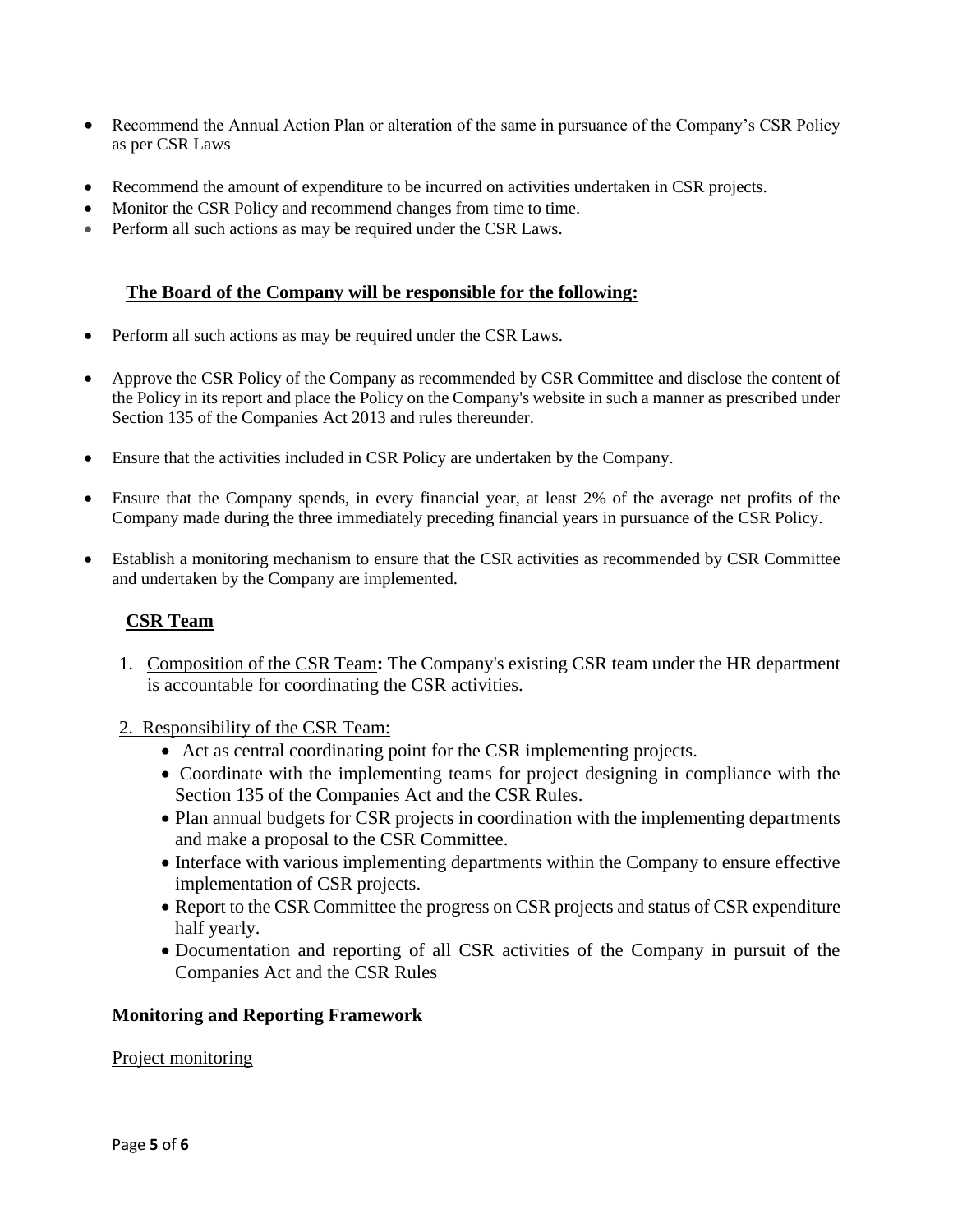- Recommend the Annual Action Plan or alteration of the same in pursuance of the Company's CSR Policy as per CSR Laws
- Recommend the amount of expenditure to be incurred on activities undertaken in CSR projects.
- Monitor the CSR Policy and recommend changes from time to time.
- Perform all such actions as may be required under the CSR Laws.

**The Board of the Company will be responsible for the following:**

- Perform all such actions as may be required under the CSR Laws.
- Approve the CSR Policy of the Company as recommended by CSR Committee and disclose the content of the Policy in its report and place the Policy on the Company's website in such a manner as prescribed under Section 135 of the Companies Act 2013 and rules thereunder.
- Ensure that the activities included in CSR Policy are undertaken by the Company.
- Ensure that the Company spends, in every financial year, at least 2% of the average net profits of the Company made during the three immediately preceding financial years in pursuance of the CSR Policy.
- Establish a monitoring mechanism to ensure that the CSR activities as recommended by CSR Committee and undertaken by the Company are implemented.

**CSR Team**

1. Composition of the CSR Team**:** The Company's existing CSR team under the HR department is accountable for coordinating the CSR activities.

2. Responsibility of the CSR Team:
   - Act as central coordinating point for the CSR implementing projects.
   - Coordinate with the implementing teams for project designing in compliance with the Section 135 of the Companies Act and the CSR Rules.
   - Plan annual budgets for CSR projects in coordination with the implementing departments and make a proposal to the CSR Committee.
   - Interface with various implementing departments within the Company to ensure effective implementation of CSR projects.
   - Report to the CSR Committee the progress on CSR projects and status of CSR expenditure half yearly.
   - Documentation and reporting of all CSR activities of the Company in pursuit of the Companies Act and the CSR Rules

**Monitoring and Reporting Framework**

Project monitoring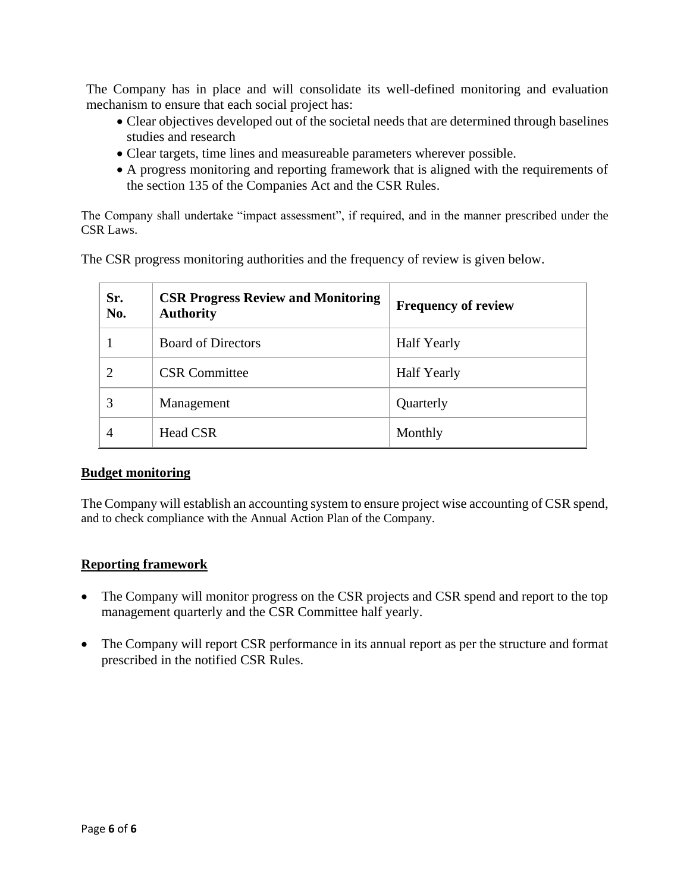The Company has in place and will consolidate its well-defined monitoring and evaluation mechanism to ensure that each social project has:

- Clear objectives developed out of the societal needs that are determined through baselines studies and research
- Clear targets, time lines and measureable parameters wherever possible.
- A progress monitoring and reporting framework that is aligned with the requirements of the section 135 of the Companies Act and the CSR Rules.

The Company shall undertake "impact assessment", if required, and in the manner prescribed under the CSR Laws.

The CSR progress monitoring authorities and the frequency of review is given below.

| Sr. No. | CSR Progress Review and Monitoring Authority | Frequency of review |
|---|---|---|
| 1 | Board of Directors | Half Yearly |
| 2 | CSR Committee | Half Yearly |
| 3 | Management | Quarterly |
| 4 | Head CSR | Monthly |

**Budget monitoring**

The Company will establish an accounting system to ensure project wise accounting of CSR spend, and to check compliance with the Annual Action Plan of the Company.

**Reporting framework**

- The Company will monitor progress on the CSR projects and CSR spend and report to the top management quarterly and the CSR Committee half yearly.
- The Company will report CSR performance in its annual report as per the structure and format prescribed in the notified CSR Rules.